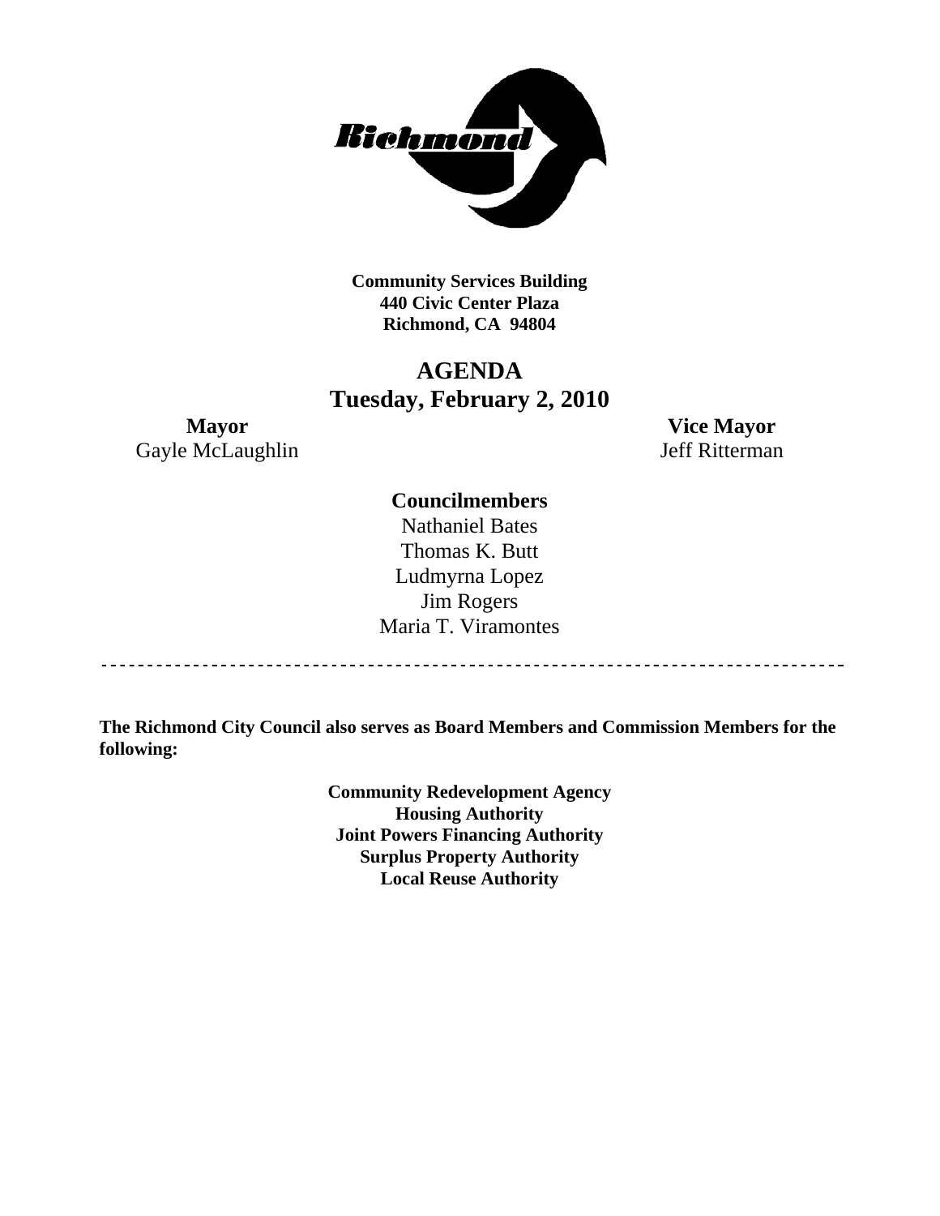**Community Services Building**
**440 Civic Center Plaza**
**Richmond, CA 94804**

# AGENDA
# Tuesday, February 2, 2010

**Mayor**
Gayle McLaughlin

**Vice Mayor**
Jeff Ritterman

**Councilmembers**
Nathaniel Bates
Thomas K. Butt
Ludmyrna Lopez
Jim Rogers
Maria T. Viramontes

---

**The Richmond City Council also serves as Board Members and Commission Members for the following:**

**Community Redevelopment Agency**
**Housing Authority**
**Joint Powers Financing Authority**
**Surplus Property Authority**
**Local Reuse Authority**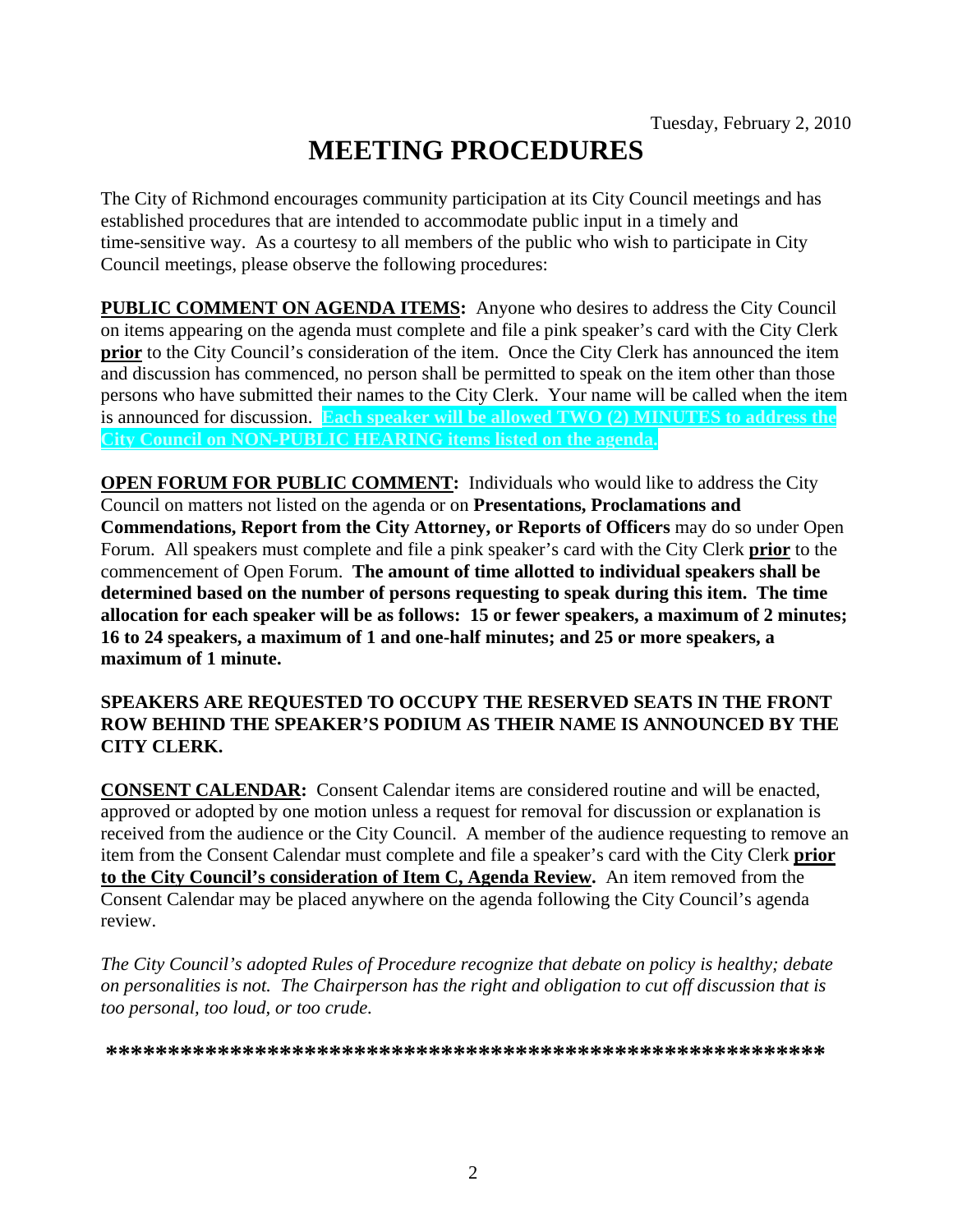Tuesday, February 2, 2010

# MEETING PROCEDURES

The City of Richmond encourages community participation at its City Council meetings and has established procedures that are intended to accommodate public input in a timely and time-sensitive way. As a courtesy to all members of the public who wish to participate in City Council meetings, please observe the following procedures:

**PUBLIC COMMENT ON AGENDA ITEMS:** Anyone who desires to address the City Council on items appearing on the agenda must complete and file a pink speaker's card with the City Clerk **prior** to the City Council's consideration of the item. Once the City Clerk has announced the item and discussion has commenced, no person shall be permitted to speak on the item other than those persons who have submitted their names to the City Clerk. Your name will be called when the item is announced for discussion. **Each speaker will be allowed TWO (2) MINUTES to address the City Council on NON-PUBLIC HEARING items listed on the agenda.**

**OPEN FORUM FOR PUBLIC COMMENT:** Individuals who would like to address the City Council on matters not listed on the agenda or on **Presentations, Proclamations and Commendations, Report from the City Attorney, or Reports of Officers** may do so under Open Forum. All speakers must complete and file a pink speaker's card with the City Clerk **prior** to the commencement of Open Forum. **The amount of time allotted to individual speakers shall be determined based on the number of persons requesting to speak during this item. The time allocation for each speaker will be as follows: 15 or fewer speakers, a maximum of 2 minutes; 16 to 24 speakers, a maximum of 1 and one-half minutes; and 25 or more speakers, a maximum of 1 minute.**

**SPEAKERS ARE REQUESTED TO OCCUPY THE RESERVED SEATS IN THE FRONT ROW BEHIND THE SPEAKER'S PODIUM AS THEIR NAME IS ANNOUNCED BY THE CITY CLERK.**

**CONSENT CALENDAR:** Consent Calendar items are considered routine and will be enacted, approved or adopted by one motion unless a request for removal for discussion or explanation is received from the audience or the City Council. A member of the audience requesting to remove an item from the Consent Calendar must complete and file a speaker's card with the City Clerk **prior to the City Council's consideration of Item C, Agenda Review.** An item removed from the Consent Calendar may be placed anywhere on the agenda following the City Council's agenda review.

*The City Council's adopted Rules of Procedure recognize that debate on policy is healthy; debate on personalities is not. The Chairperson has the right and obligation to cut off discussion that is too personal, too loud, or too crude.*

**********************************************************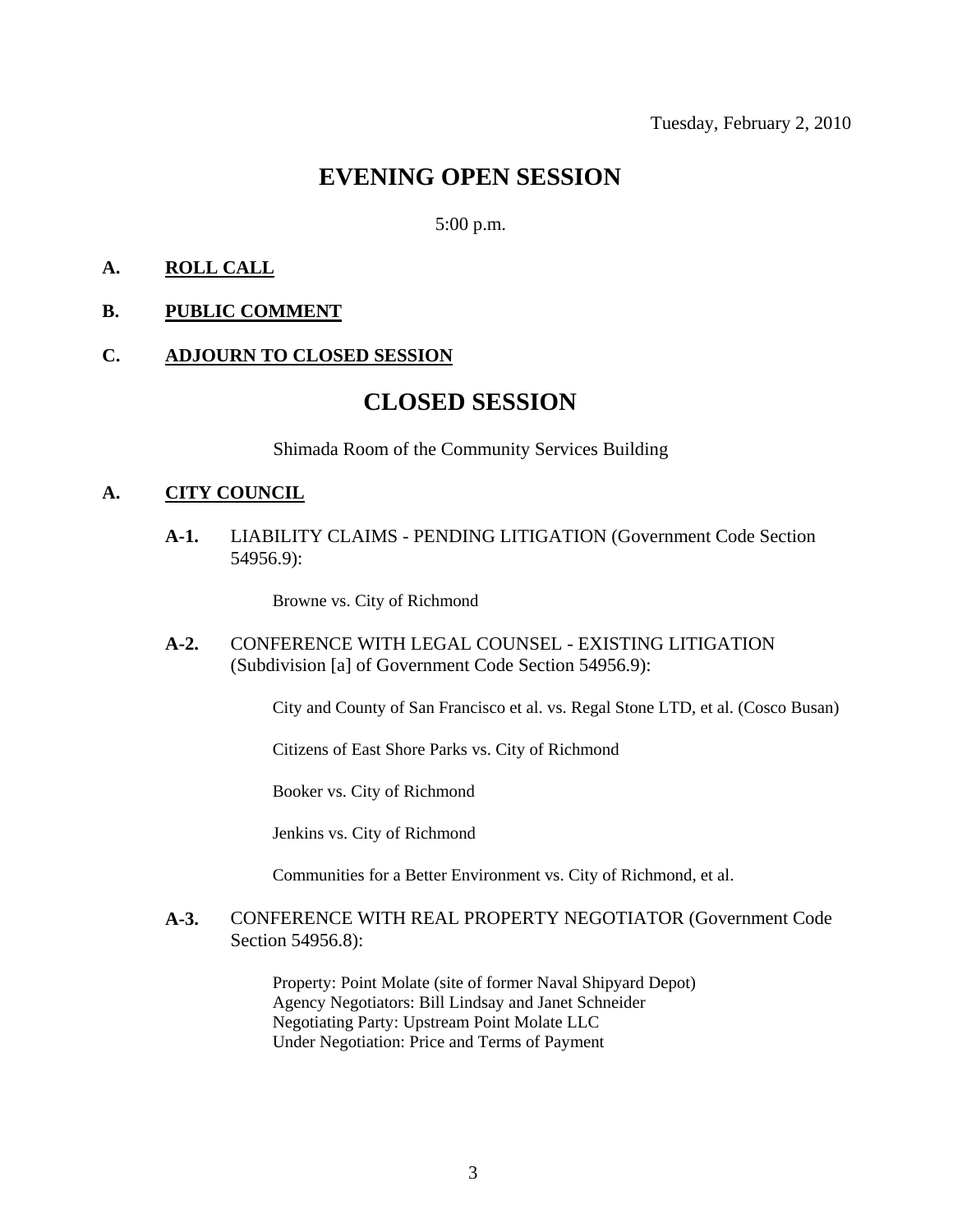Tuesday, February 2, 2010

# EVENING OPEN SESSION

5:00 p.m.

**A. ROLL CALL**

**B. PUBLIC COMMENT**

**C. ADJOURN TO CLOSED SESSION**

# CLOSED SESSION

Shimada Room of the Community Services Building

**A. CITY COUNCIL**

**A-1.** LIABILITY CLAIMS - PENDING LITIGATION (Government Code Section 54956.9):

Browne vs. City of Richmond

**A-2.** CONFERENCE WITH LEGAL COUNSEL - EXISTING LITIGATION (Subdivision [a] of Government Code Section 54956.9):

City and County of San Francisco et al. vs. Regal Stone LTD, et al. (Cosco Busan)

Citizens of East Shore Parks vs. City of Richmond

Booker vs. City of Richmond

Jenkins vs. City of Richmond

Communities for a Better Environment vs. City of Richmond, et al.

**A-3.** CONFERENCE WITH REAL PROPERTY NEGOTIATOR (Government Code Section 54956.8):

Property: Point Molate (site of former Naval Shipyard Depot)
Agency Negotiators: Bill Lindsay and Janet Schneider
Negotiating Party: Upstream Point Molate LLC
Under Negotiation: Price and Terms of Payment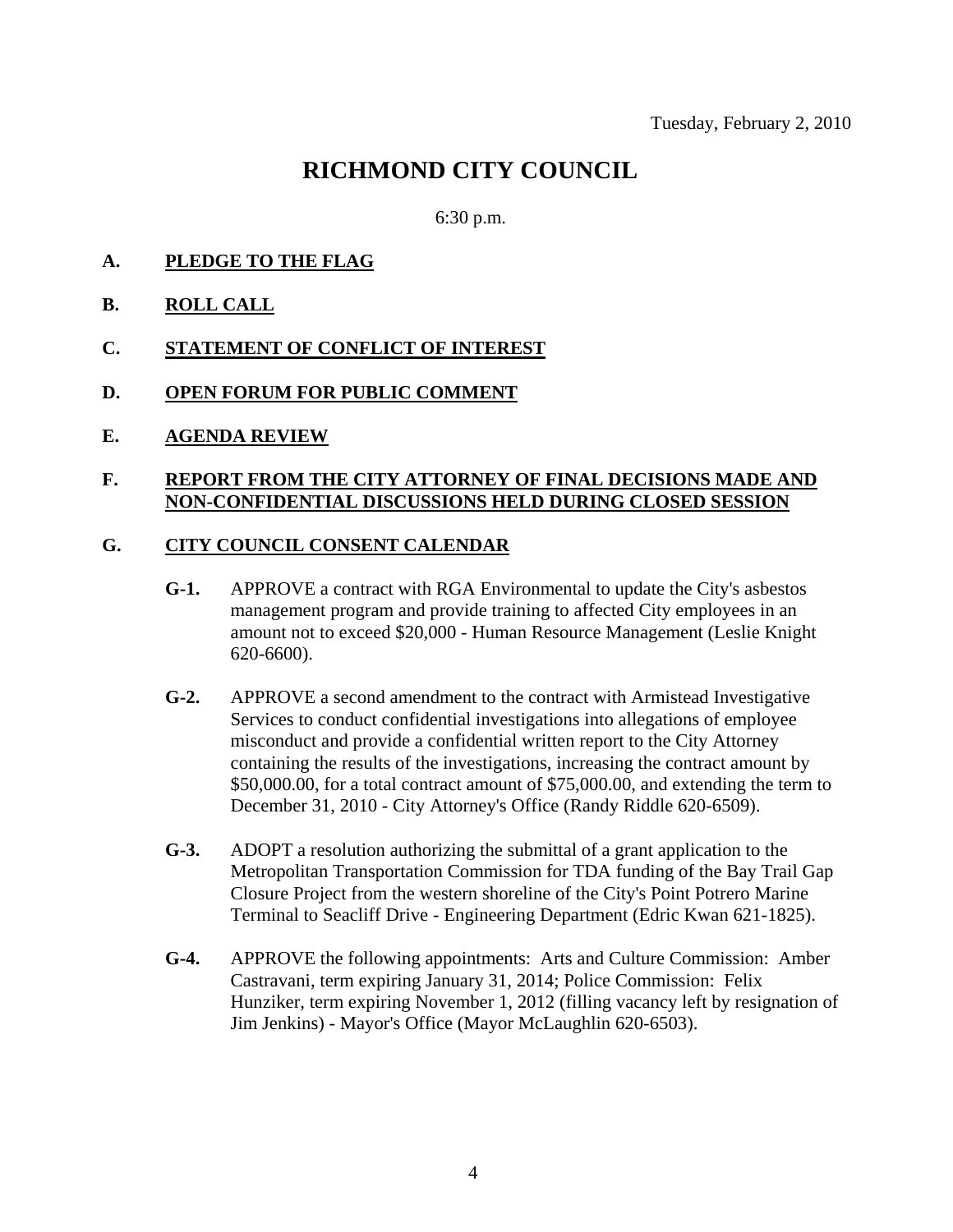Tuesday, February 2, 2010

# RICHMOND CITY COUNCIL

6:30 p.m.

**A. <u>PLEDGE TO THE FLAG</u>**

**B. <u>ROLL CALL</u>**

**C. <u>STATEMENT OF CONFLICT OF INTEREST</u>**

**D. <u>OPEN FORUM FOR PUBLIC COMMENT</u>**

**E. <u>AGENDA REVIEW</u>**

**F. <u>REPORT FROM THE CITY ATTORNEY OF FINAL DECISIONS MADE AND NON-CONFIDENTIAL DISCUSSIONS HELD DURING CLOSED SESSION</u>**

**G. <u>CITY COUNCIL CONSENT CALENDAR</u>**

**G-1.** APPROVE a contract with RGA Environmental to update the City's asbestos management program and provide training to affected City employees in an amount not to exceed $20,000 - Human Resource Management (Leslie Knight 620-6600).

**G-2.** APPROVE a second amendment to the contract with Armistead Investigative Services to conduct confidential investigations into allegations of employee misconduct and provide a confidential written report to the City Attorney containing the results of the investigations, increasing the contract amount by $50,000.00, for a total contract amount of $75,000.00, and extending the term to December 31, 2010 - City Attorney's Office (Randy Riddle 620-6509).

**G-3.** ADOPT a resolution authorizing the submittal of a grant application to the Metropolitan Transportation Commission for TDA funding of the Bay Trail Gap Closure Project from the western shoreline of the City's Point Potrero Marine Terminal to Seacliff Drive - Engineering Department (Edric Kwan 621-1825).

**G-4.** APPROVE the following appointments: Arts and Culture Commission: Amber Castravani, term expiring January 31, 2014; Police Commission: Felix Hunziker, term expiring November 1, 2012 (filling vacancy left by resignation of Jim Jenkins) - Mayor's Office (Mayor McLaughlin 620-6503).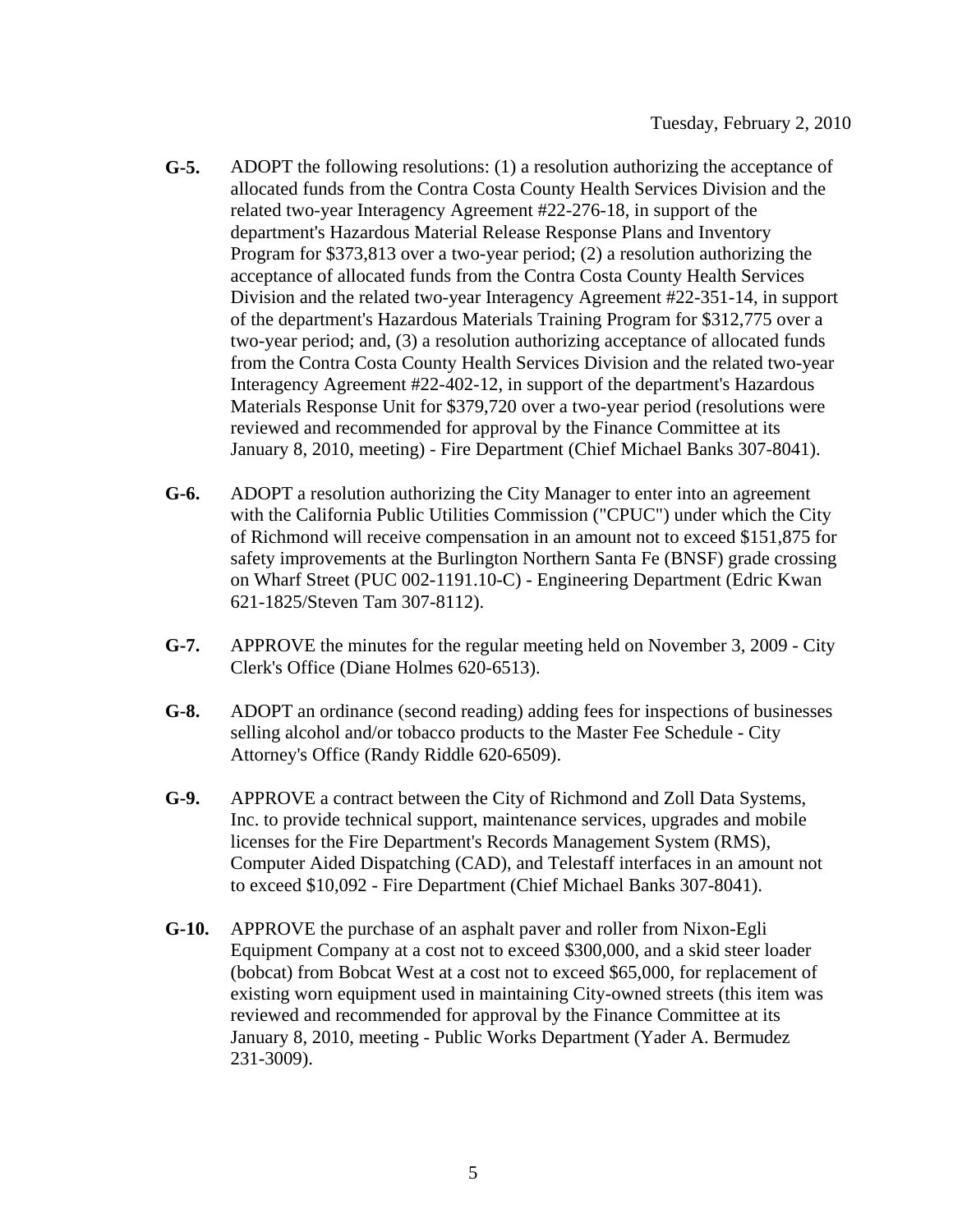Tuesday, February 2, 2010

**G-5.** ADOPT the following resolutions: (1) a resolution authorizing the acceptance of allocated funds from the Contra Costa County Health Services Division and the related two-year Interagency Agreement #22-276-18, in support of the department's Hazardous Material Release Response Plans and Inventory Program for $373,813 over a two-year period; (2) a resolution authorizing the acceptance of allocated funds from the Contra Costa County Health Services Division and the related two-year Interagency Agreement #22-351-14, in support of the department's Hazardous Materials Training Program for $312,775 over a two-year period; and, (3) a resolution authorizing acceptance of allocated funds from the Contra Costa County Health Services Division and the related two-year Interagency Agreement #22-402-12, in support of the department's Hazardous Materials Response Unit for $379,720 over a two-year period (resolutions were reviewed and recommended for approval by the Finance Committee at its January 8, 2010, meeting) - Fire Department (Chief Michael Banks 307-8041).

**G-6.** ADOPT a resolution authorizing the City Manager to enter into an agreement with the California Public Utilities Commission ("CPUC") under which the City of Richmond will receive compensation in an amount not to exceed $151,875 for safety improvements at the Burlington Northern Santa Fe (BNSF) grade crossing on Wharf Street (PUC 002-1191.10-C) - Engineering Department (Edric Kwan 621-1825/Steven Tam 307-8112).

**G-7.** APPROVE the minutes for the regular meeting held on November 3, 2009 - City Clerk's Office (Diane Holmes 620-6513).

**G-8.** ADOPT an ordinance (second reading) adding fees for inspections of businesses selling alcohol and/or tobacco products to the Master Fee Schedule - City Attorney's Office (Randy Riddle 620-6509).

**G-9.** APPROVE a contract between the City of Richmond and Zoll Data Systems, Inc. to provide technical support, maintenance services, upgrades and mobile licenses for the Fire Department's Records Management System (RMS), Computer Aided Dispatching (CAD), and Telestaff interfaces in an amount not to exceed $10,092 - Fire Department (Chief Michael Banks 307-8041).

**G-10.** APPROVE the purchase of an asphalt paver and roller from Nixon-Egli Equipment Company at a cost not to exceed $300,000, and a skid steer loader (bobcat) from Bobcat West at a cost not to exceed $65,000, for replacement of existing worn equipment used in maintaining City-owned streets (this item was reviewed and recommended for approval by the Finance Committee at its January 8, 2010, meeting - Public Works Department (Yader A. Bermudez 231-3009).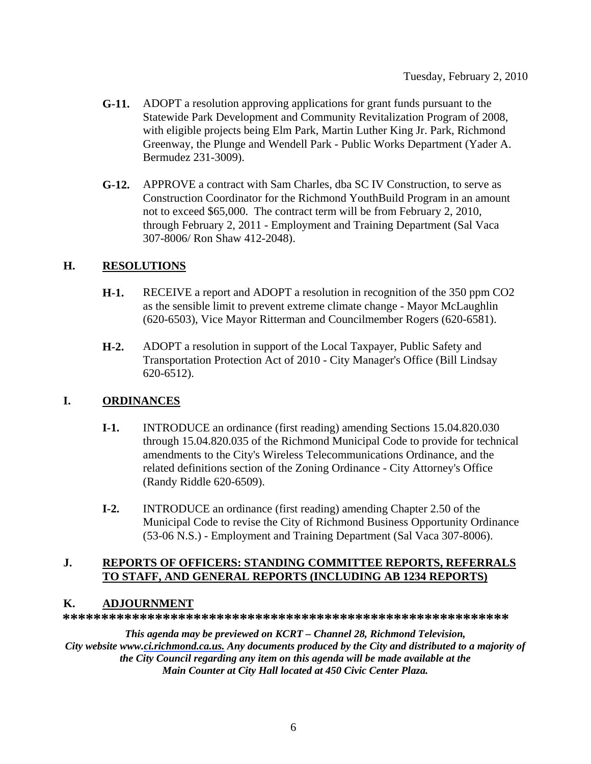- **G-11.** ADOPT a resolution approving applications for grant funds pursuant to the Statewide Park Development and Community Revitalization Program of 2008, with eligible projects being Elm Park, Martin Luther King Jr. Park, Richmond Greenway, the Plunge and Wendell Park - Public Works Department (Yader A. Bermudez 231-3009).

- **G-12.** APPROVE a contract with Sam Charles, dba SC IV Construction, to serve as Construction Coordinator for the Richmond YouthBuild Program in an amount not to exceed $65,000. The contract term will be from February 2, 2010, through February 2, 2011 - Employment and Training Department (Sal Vaca 307-8006/ Ron Shaw 412-2048).

## H. RESOLUTIONS

- **H-1.** RECEIVE a report and ADOPT a resolution in recognition of the 350 ppm $CO_2$ as the sensible limit to prevent extreme climate change - Mayor McLaughlin (620-6503), Vice Mayor Ritterman and Councilmember Rogers (620-6581).

- **H-2.** ADOPT a resolution in support of the Local Taxpayer, Public Safety and Transportation Protection Act of 2010 - City Manager's Office (Bill Lindsay 620-6512).

## I. ORDINANCES

- **I-1.** INTRODUCE an ordinance (first reading) amending Sections 15.04.820.030 through 15.04.820.035 of the Richmond Municipal Code to provide for technical amendments to the City's Wireless Telecommunications Ordinance, and the related definitions section of the Zoning Ordinance - City Attorney's Office (Randy Riddle 620-6509).

- **I-2.** INTRODUCE an ordinance (first reading) amending Chapter 2.50 of the Municipal Code to revise the City of Richmond Business Opportunity Ordinance (53-06 N.S.) - Employment and Training Department (Sal Vaca 307-8006).

## J. REPORTS OF OFFICERS: STANDING COMMITTEE REPORTS, REFERRALS TO STAFF, AND GENERAL REPORTS (INCLUDING AB 1234 REPORTS)

## K. ADJOURNMENT

**********************************************************

***This agenda may be previewed on KCRT – Channel 28, Richmond Television, City website www.ci.richmond.ca.us. Any documents produced by the City and distributed to a majority of the City Council regarding any item on this agenda will be made available at the Main Counter at City Hall located at 450 Civic Center Plaza.***